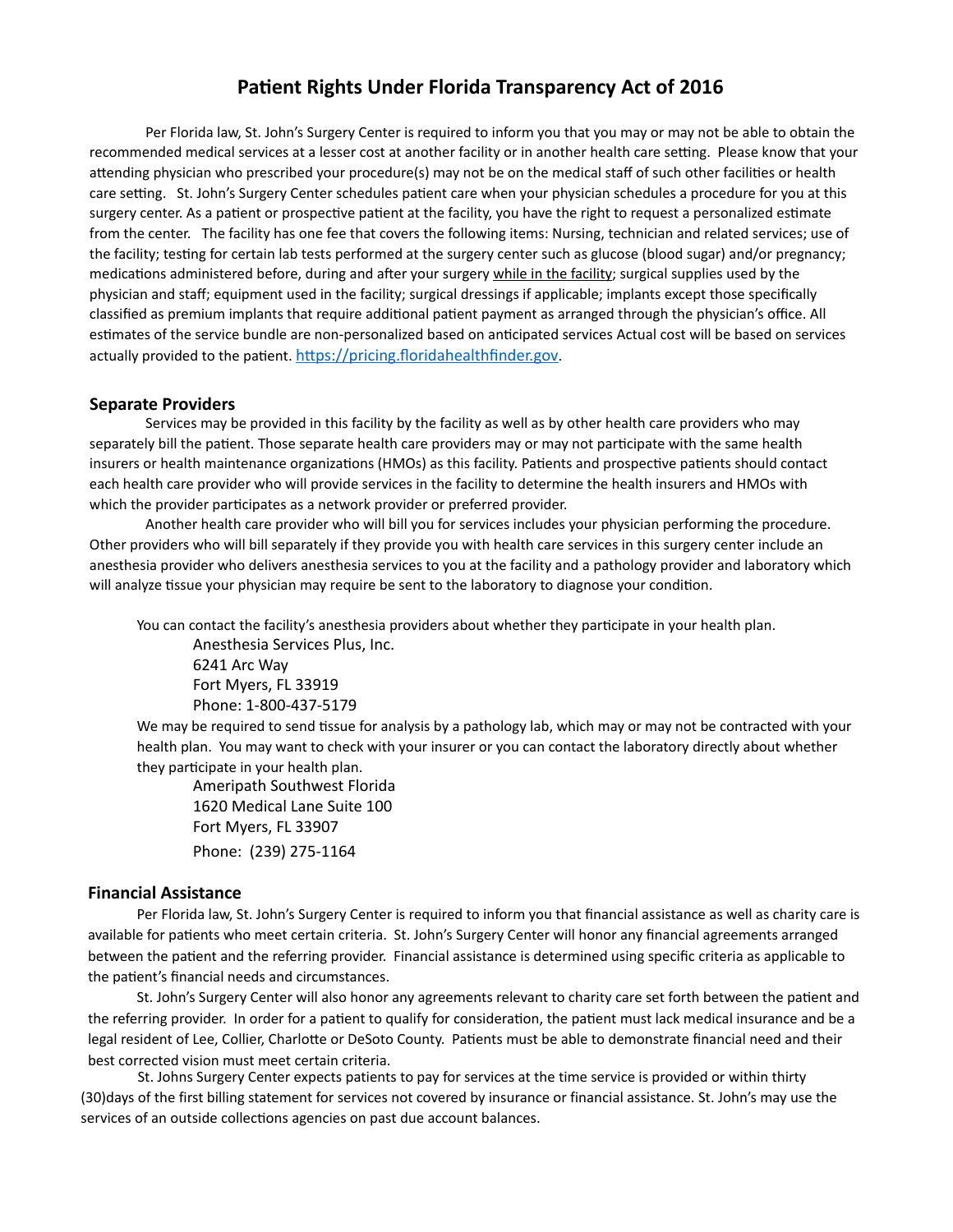# Patient Rights Under Florida Transparency Act of 2016

Per Florida law, St. John's Surgery Center is required to inform you that you may or may not be able to obtain the recommended medical services at a lesser cost at another facility or in another health care setting. Please know that your attending physician who prescribed your procedure(s) may not be on the medical staff of such other facilities or health care setting. St. John's Surgery Center schedules patient care when your physician schedules a procedure for you at this surgery center. As a patient or prospective patient at the facility, you have the right to request a personalized estimate from the center. The facility has one fee that covers the following items: Nursing, technician and related services; use of the facility; testing for certain lab tests performed at the surgery center such as glucose (blood sugar) and/or pregnancy; medications administered before, during and after your surgery <u>while in the facility</u>; surgical supplies used by the physician and staff; equipment used in the facility; surgical dressings if applicable; implants except those specifically classified as premium implants that require additional patient payment as arranged through the physician's office. All estimates of the service bundle are non-personalized based on anticipated services Actual cost will be based on services actually provided to the patient. [https://pricing.floridahealthfinder.gov](https://pricing.floridahealthfinder.gov).

## Separate Providers

Services may be provided in this facility by the facility as well as by other health care providers who may separately bill the patient. Those separate health care providers may or may not participate with the same health insurers or health maintenance organizations (HMOs) as this facility. Patients and prospective patients should contact each health care provider who will provide services in the facility to determine the health insurers and HMOs with which the provider participates as a network provider or preferred provider.

Another health care provider who will bill you for services includes your physician performing the procedure. Other providers who will bill separately if they provide you with health care services in this surgery center include an anesthesia provider who delivers anesthesia services to you at the facility and a pathology provider and laboratory which will analyze tissue your physician may require be sent to the laboratory to diagnose your condition.

You can contact the facility's anesthesia providers about whether they participate in your health plan.

Anesthesia Services Plus, Inc.
6241 Arc Way
Fort Myers, FL 33919
Phone: 1-800-437-5179

We may be required to send tissue for analysis by a pathology lab, which may or may not be contracted with your health plan. You may want to check with your insurer or you can contact the laboratory directly about whether they participate in your health plan.

Ameripath Southwest Florida
1620 Medical Lane Suite 100
Fort Myers, FL 33907
Phone: (239) 275-1164

## Financial Assistance

Per Florida law, St. John's Surgery Center is required to inform you that financial assistance as well as charity care is available for patients who meet certain criteria. St. John's Surgery Center will honor any financial agreements arranged between the patient and the referring provider. Financial assistance is determined using specific criteria as applicable to the patient's financial needs and circumstances.

St. John's Surgery Center will also honor any agreements relevant to charity care set forth between the patient and the referring provider. In order for a patient to qualify for consideration, the patient must lack medical insurance and be a legal resident of Lee, Collier, Charlotte or DeSoto County. Patients must be able to demonstrate financial need and their best corrected vision must meet certain criteria.

St. Johns Surgery Center expects patients to pay for services at the time service is provided or within thirty (30)days of the first billing statement for services not covered by insurance or financial assistance. St. John's may use the services of an outside collections agencies on past due account balances.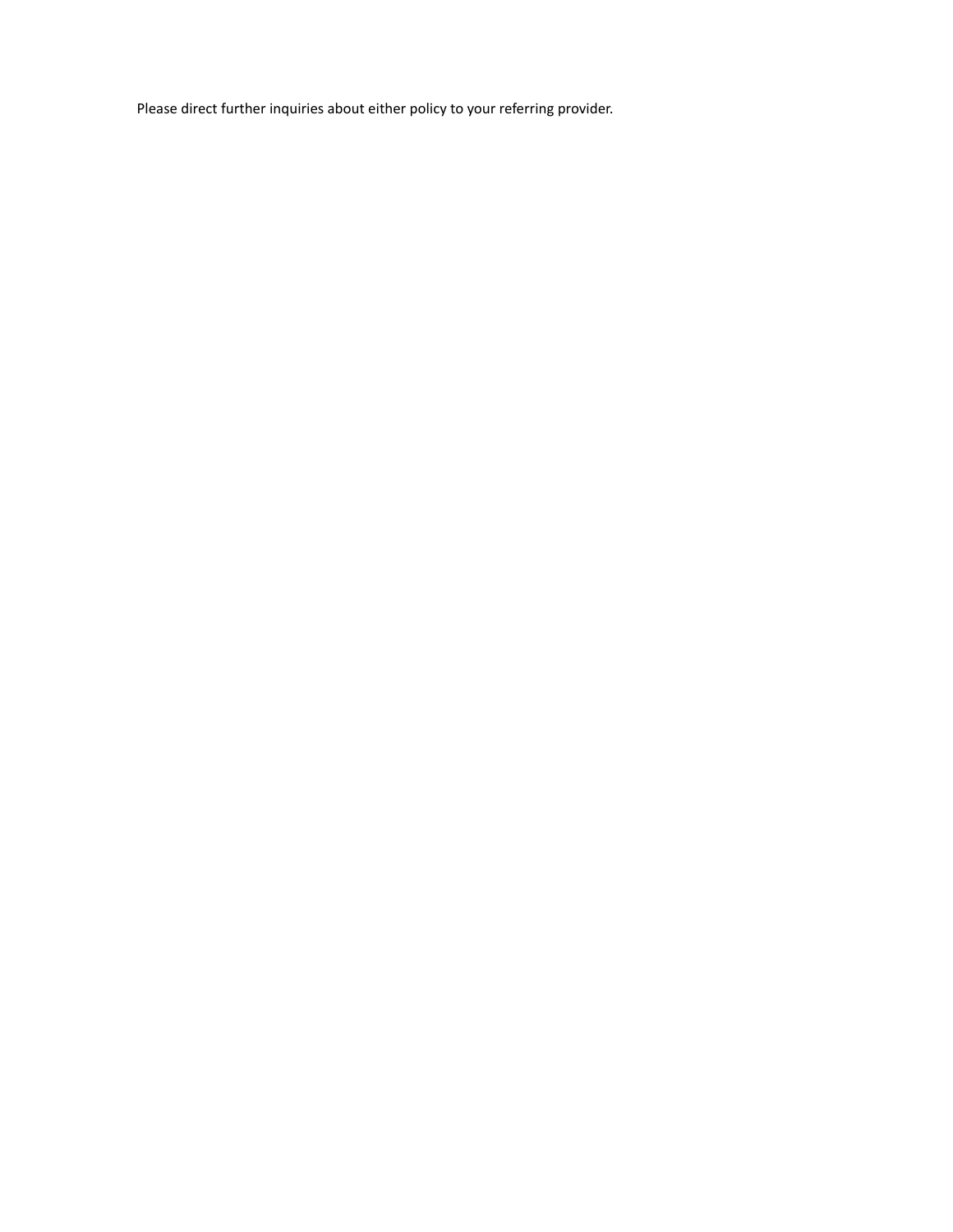Please direct further inquiries about either policy to your referring provider.